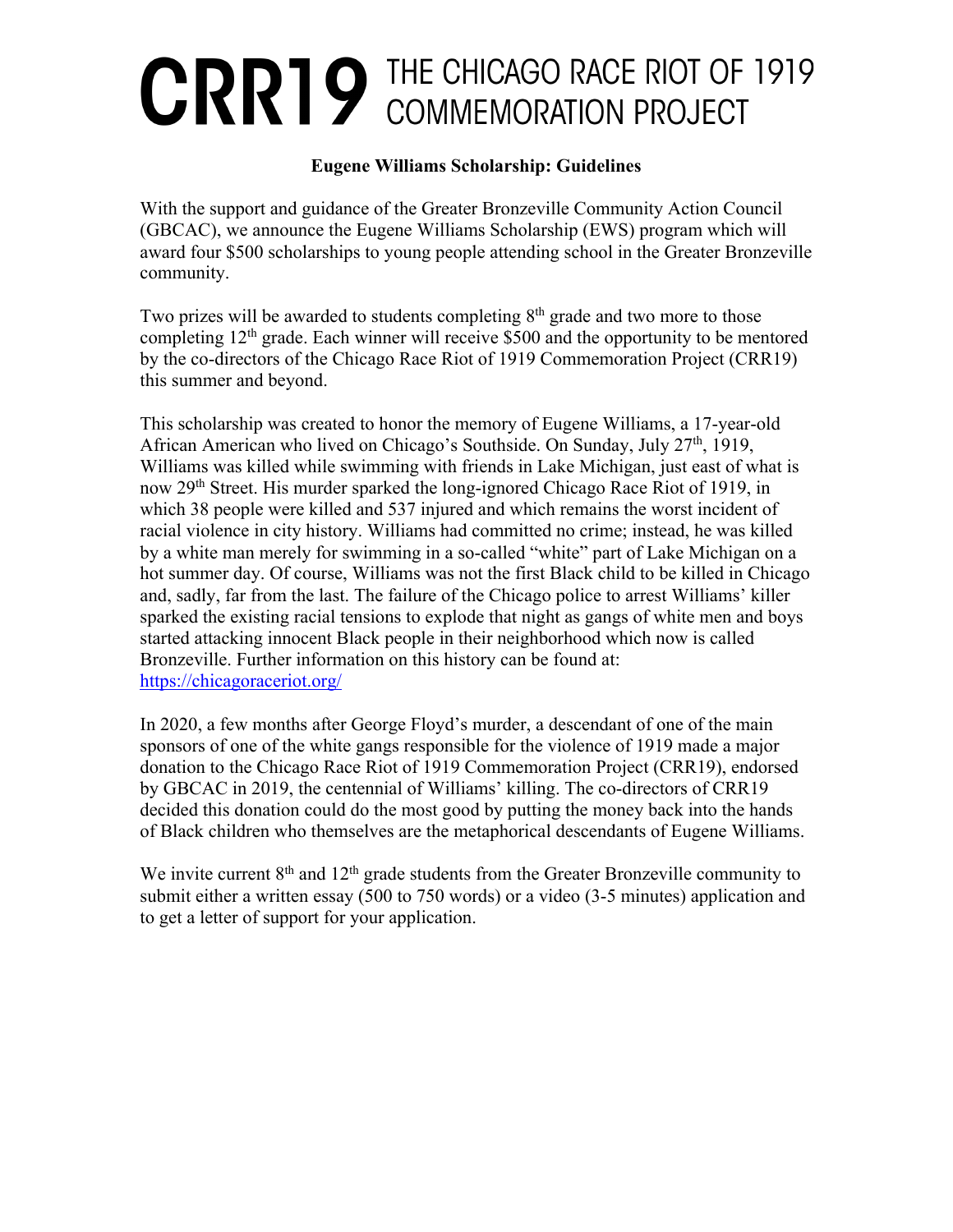# CRR19 THE CHICAGO RACE RIOT OF 1919 COMMEMORATION PROJECT

**Eugene Williams Scholarship: Guidelines**

With the support and guidance of the Greater Bronzeville Community Action Council (GBCAC), we announce the Eugene Williams Scholarship (EWS) program which will award four $500 scholarships to young people attending school in the Greater Bronzeville community.

Two prizes will be awarded to students completing 8th grade and two more to those completing 12th grade. Each winner will receive $500 and the opportunity to be mentored by the co-directors of the Chicago Race Riot of 1919 Commemoration Project (CRR19) this summer and beyond.

This scholarship was created to honor the memory of Eugene Williams, a 17-year-old African American who lived on Chicago's Southside. On Sunday, July 27th, 1919, Williams was killed while swimming with friends in Lake Michigan, just east of what is now 29th Street. His murder sparked the long-ignored Chicago Race Riot of 1919, in which 38 people were killed and 537 injured and which remains the worst incident of racial violence in city history. Williams had committed no crime; instead, he was killed by a white man merely for swimming in a so-called "white" part of Lake Michigan on a hot summer day. Of course, Williams was not the first Black child to be killed in Chicago and, sadly, far from the last. The failure of the Chicago police to arrest Williams' killer sparked the existing racial tensions to explode that night as gangs of white men and boys started attacking innocent Black people in their neighborhood which now is called Bronzeville. Further information on this history can be found at: https://chicagoraceriot.org/

In 2020, a few months after George Floyd's murder, a descendant of one of the main sponsors of one of the white gangs responsible for the violence of 1919 made a major donation to the Chicago Race Riot of 1919 Commemoration Project (CRR19), endorsed by GBCAC in 2019, the centennial of Williams' killing. The co-directors of CRR19 decided this donation could do the most good by putting the money back into the hands of Black children who themselves are the metaphorical descendants of Eugene Williams.

We invite current 8th and 12th grade students from the Greater Bronzeville community to submit either a written essay (500 to 750 words) or a video (3-5 minutes) application and to get a letter of support for your application.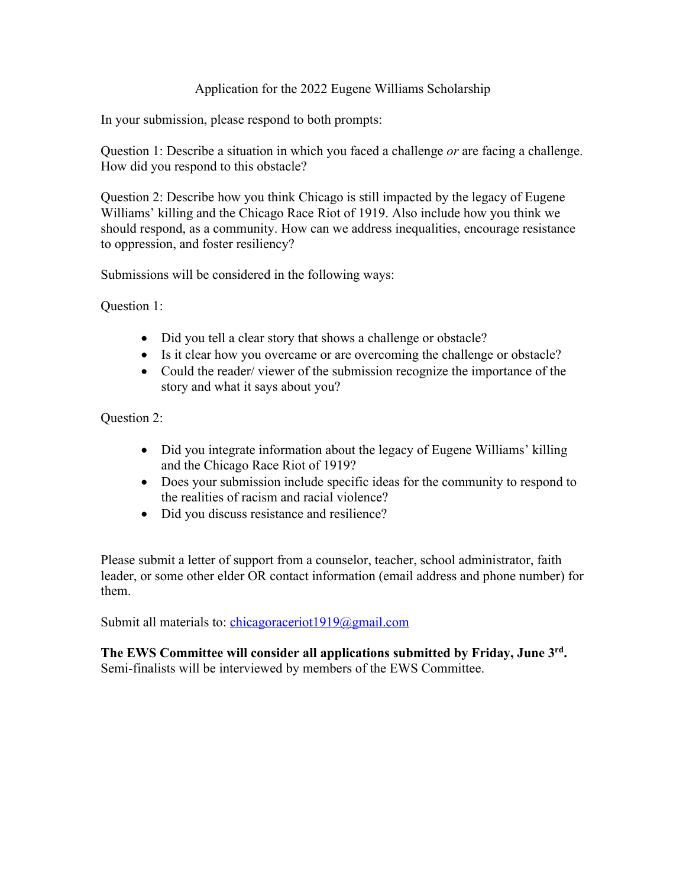Application for the 2022 Eugene Williams Scholarship

In your submission, please respond to both prompts:

Question 1: Describe a situation in which you faced a challenge *or* are facing a challenge. How did you respond to this obstacle?

Question 2: Describe how you think Chicago is still impacted by the legacy of Eugene Williams' killing and the Chicago Race Riot of 1919. Also include how you think we should respond, as a community. How can we address inequalities, encourage resistance to oppression, and foster resiliency?

Submissions will be considered in the following ways:

Question 1:

- Did you tell a clear story that shows a challenge or obstacle?
- Is it clear how you overcame or are overcoming the challenge or obstacle?
- Could the reader/ viewer of the submission recognize the importance of the story and what it says about you?

Question 2:

- Did you integrate information about the legacy of Eugene Williams' killing and the Chicago Race Riot of 1919?
- Does your submission include specific ideas for the community to respond to the realities of racism and racial violence?
- Did you discuss resistance and resilience?

Please submit a letter of support from a counselor, teacher, school administrator, faith leader, or some other elder OR contact information (email address and phone number) for them.

Submit all materials to: chicagoraceriot1919@gmail.com

**The EWS Committee will consider all applications submitted by Friday, June 3rd.** Semi-finalists will be interviewed by members of the EWS Committee.